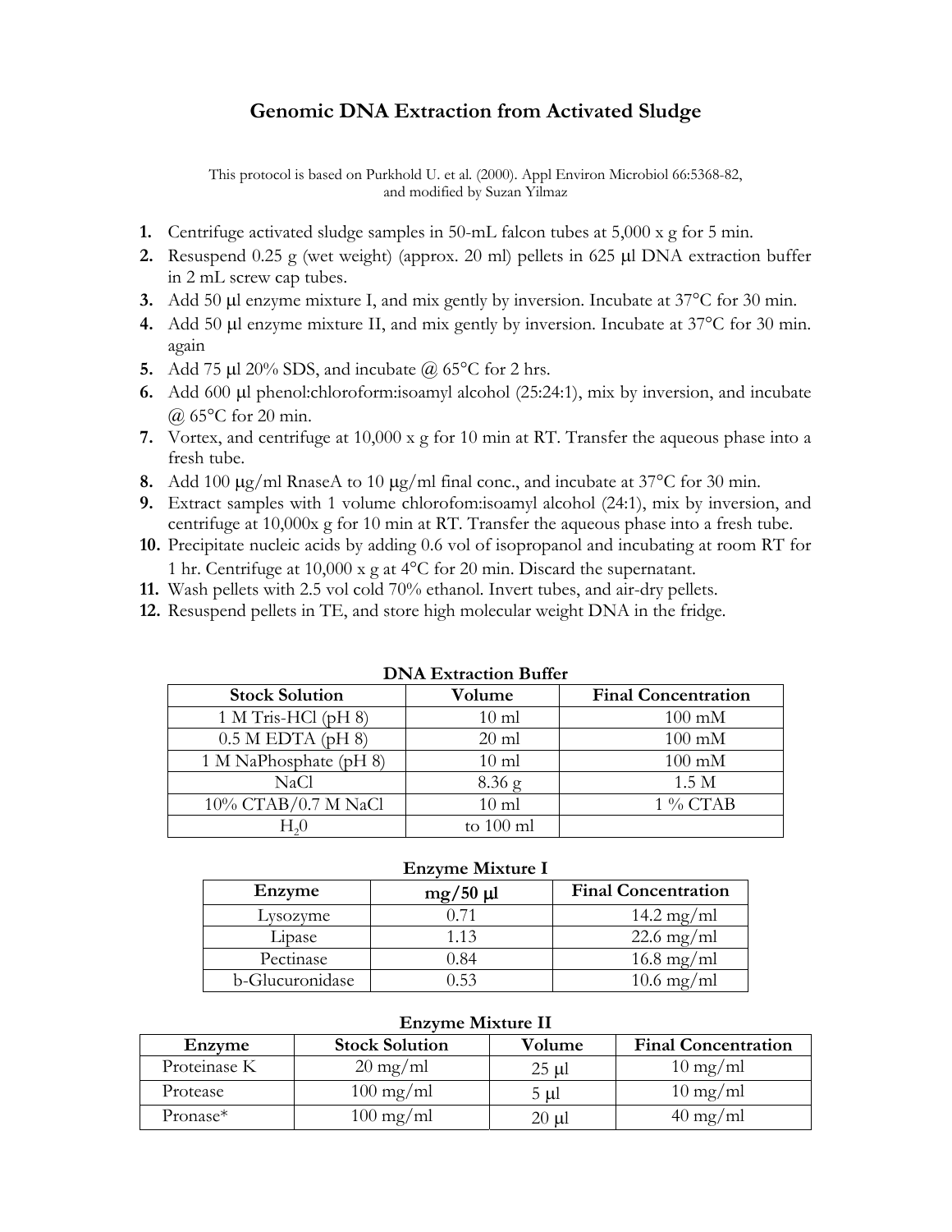# Genomic DNA Extraction from Activated Sludge

This protocol is based on Purkhold U. et al. (2000). Appl Environ Microbiol 66:5368-82, and modified by Suzan Yilmaz

1. Centrifuge activated sludge samples in 50-mL falcon tubes at 5,000 x g for 5 min.
2. Resuspend 0.25 g (wet weight) (approx. 20 ml) pellets in 625 µl DNA extraction buffer in 2 mL screw cap tubes.
3. Add 50 µl enzyme mixture I, and mix gently by inversion. Incubate at 37°C for 30 min.
4. Add 50 µl enzyme mixture II, and mix gently by inversion. Incubate at 37°C for 30 min. again
5. Add 75 µl 20% SDS, and incubate @ 65°C for 2 hrs.
6. Add 600 µl phenol:chloroform:isoamyl alcohol (25:24:1), mix by inversion, and incubate @ 65°C for 20 min.
7. Vortex, and centrifuge at 10,000 x g for 10 min at RT. Transfer the aqueous phase into a fresh tube.
8. Add 100 µg/ml RnaseA to 10 µg/ml final conc., and incubate at 37°C for 30 min.
9. Extract samples with 1 volume chlorofom:isoamyl alcohol (24:1), mix by inversion, and centrifuge at 10,000x g for 10 min at RT. Transfer the aqueous phase into a fresh tube.
10. Precipitate nucleic acids by adding 0.6 vol of isopropanol and incubating at room RT for 1 hr. Centrifuge at 10,000 x g at 4°C for 20 min. Discard the supernatant.
11. Wash pellets with 2.5 vol cold 70% ethanol. Invert tubes, and air-dry pellets.
12. Resuspend pellets in TE, and store high molecular weight DNA in the fridge.

**DNA Extraction Buffer**

| Stock Solution | Volume | Final Concentration |
|---|---|---|
| 1 M Tris-HCl (pH 8) | 10 ml | 100 mM |
| 0.5 M EDTA (pH 8) | 20 ml | 100 mM |
| 1 M NaPhosphate (pH 8) | 10 ml | 100 mM |
| NaCl | 8.36 g | 1.5 M |
| 10% CTAB/0.7 M NaCl | 10 ml | 1 % CTAB |
| $H_2O$ | to 100 ml | |

**Enzyme Mixture I**

| Enzyme | mg/50 µl | Final Concentration |
|---|---|---|
| Lysozyme | 0.71 | 14.2 mg/ml |
| Lipase | 1.13 | 22.6 mg/ml |
| Pectinase | 0.84 | 16.8 mg/ml |
| b-Glucuronidase | 0.53 | 10.6 mg/ml |

**Enzyme Mixture II**

| Enzyme | Stock Solution | Volume | Final Concentration |
|---|---|---|---|
| Proteinase K | 20 mg/ml | 25 µl | 10 mg/ml |
| Protease | 100 mg/ml | 5 µl | 10 mg/ml |
| Pronase* | 100 mg/ml | 20 µl | 40 mg/ml |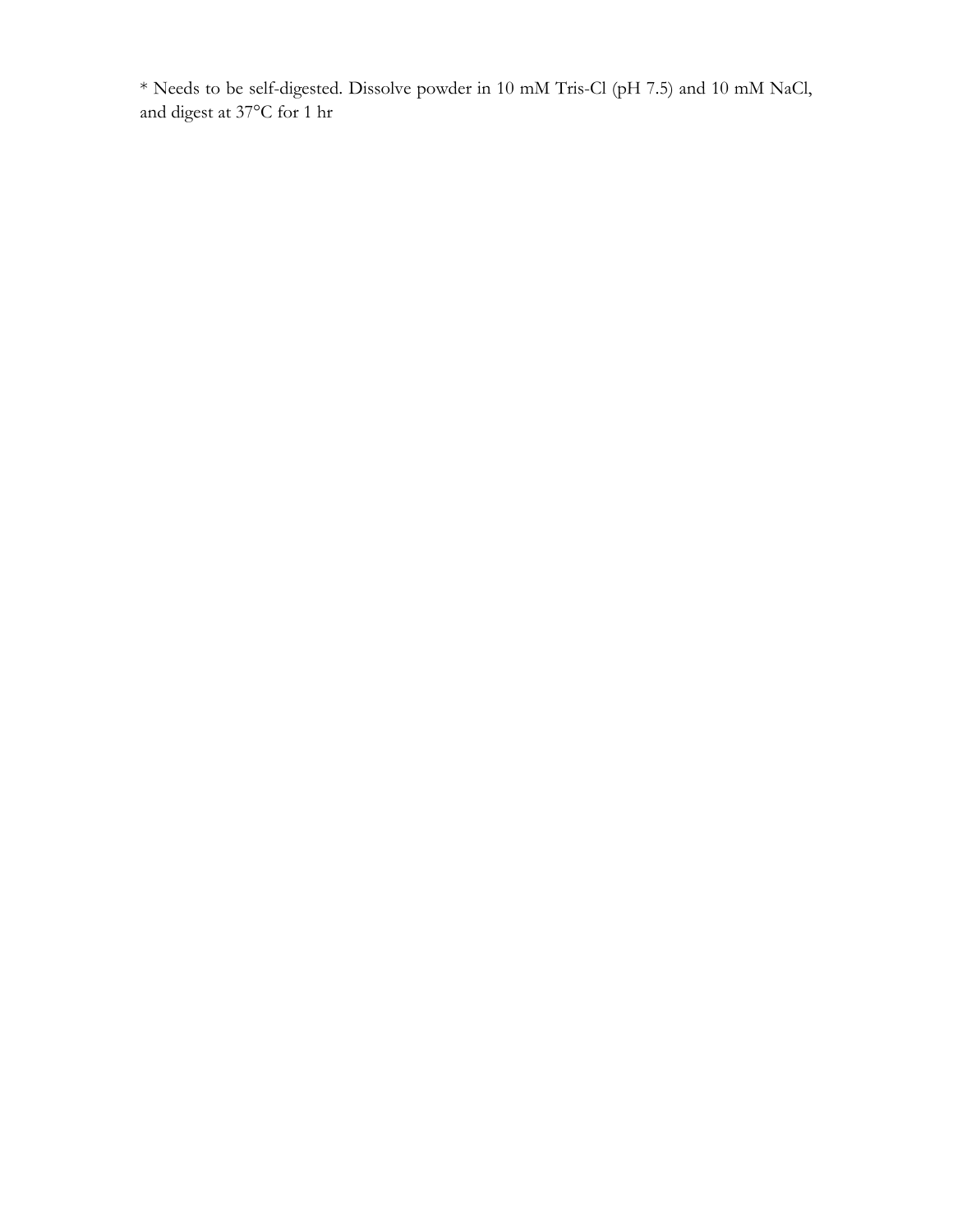* Needs to be self-digested. Dissolve powder in 10 mM Tris-Cl (pH 7.5) and 10 mM NaCl, and digest at 37°C for 1 hr